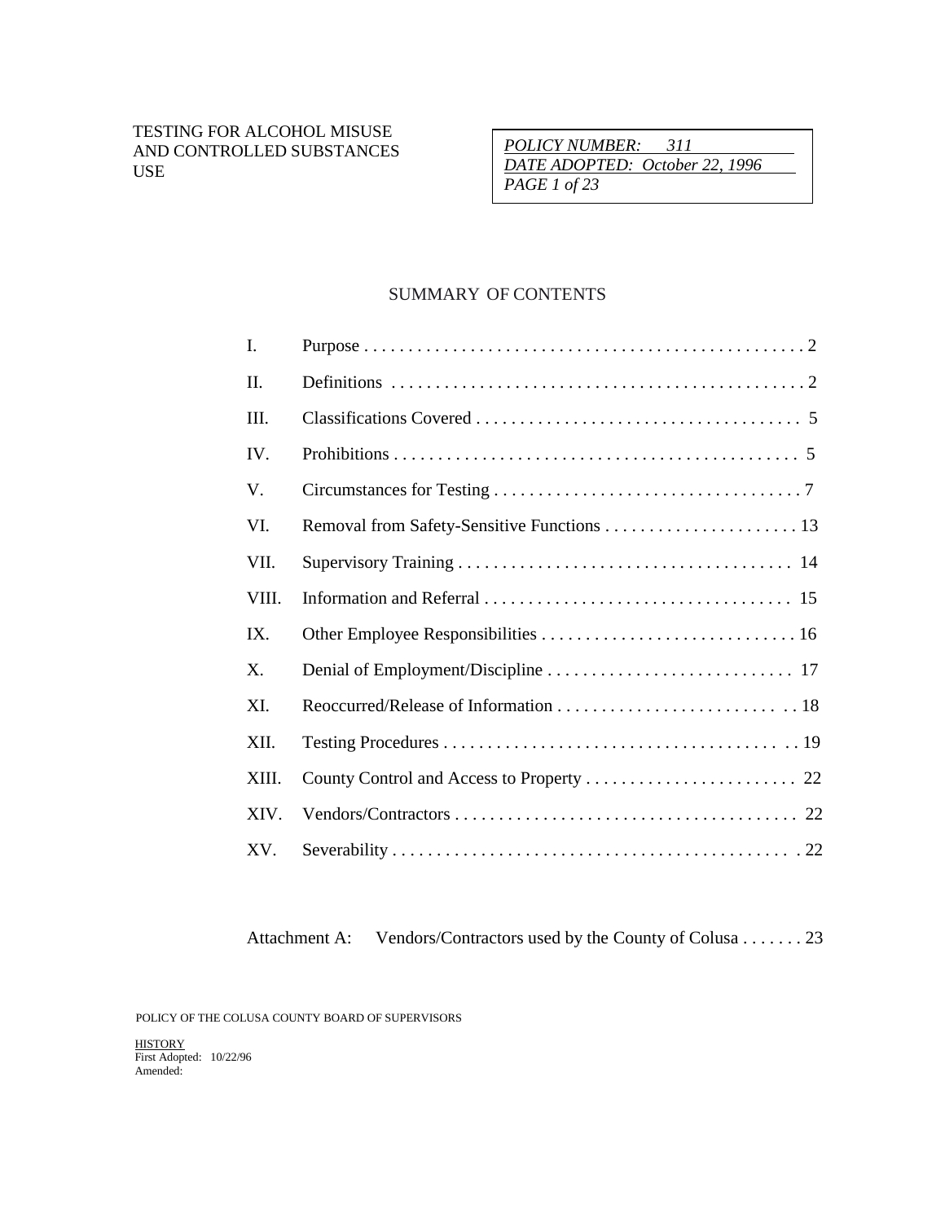TESTING FOR ALCOHOL MISUSE AND CONTROLLED SUBSTANCES USE

*POLICY NUMBER: 311*
*DATE ADOPTED: October 22, 1996*

## SUMMARY OF CONTENTS

| | | |
|---|---|---|
| I. | Purpose | 2 |
| II. | Definitions | 2 |
| III. | Classifications Covered | 5 |
| IV. | Prohibitions | 5 |
| V. | Circumstances for Testing | 7 |
| VI. | Removal from Safety-Sensitive Functions | 13 |
| VII. | Supervisory Training | 14 |
| VIII. | Information and Referral | 15 |
| IX. | Other Employee Responsibilities | 16 |
| X. | Denial of Employment/Discipline | 17 |
| XI. | Reoccurred/Release of Information | 18 |
| XII. | Testing Procedures | 19 |
| XIII. | County Control and Access to Property | 22 |
| XIV. | Vendors/Contractors | 22 |
| XV. | Severability | 22 |

Attachment A: Vendors/Contractors used by the County of Colusa . . . . . . . 23

POLICY OF THE COLUSA COUNTY BOARD OF SUPERVISORS

HISTORY
First Adopted: 10/22/96
Amended: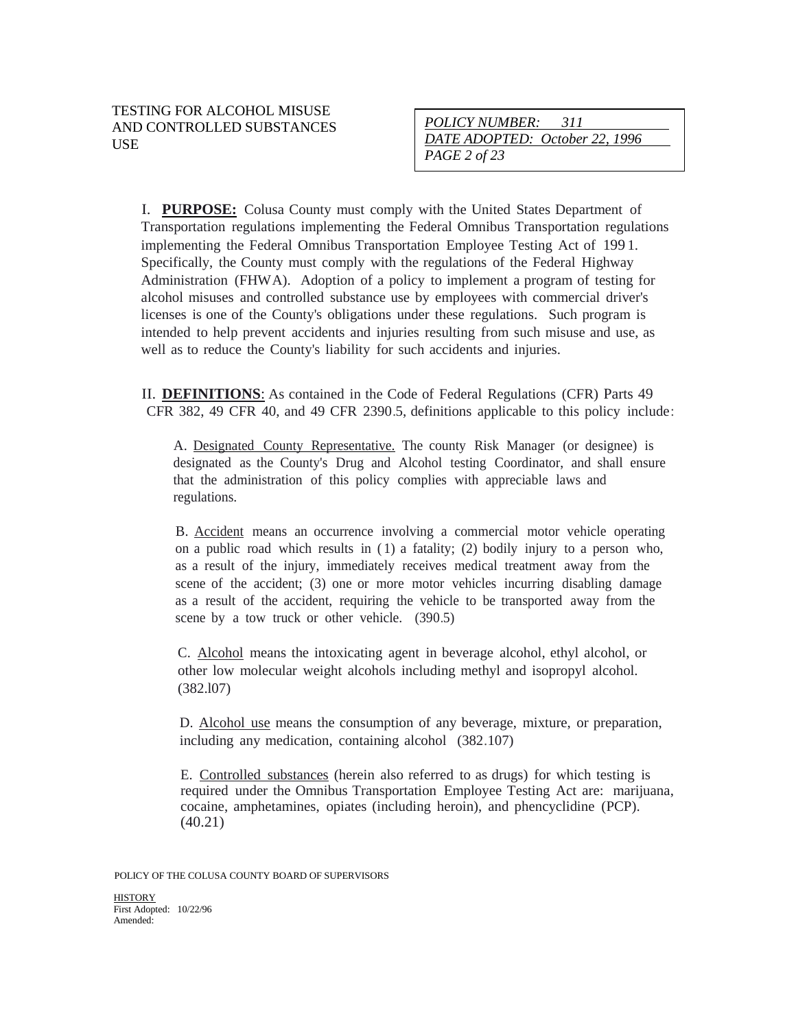I. **PURPOSE:** Colusa County must comply with the United States Department of Transportation regulations implementing the Federal Omnibus Transportation regulations implementing the Federal Omnibus Transportation Employee Testing Act of 1991. Specifically, the County must comply with the regulations of the Federal Highway Administration (FHWA). Adoption of a policy to implement a program of testing for alcohol misuses and controlled substance use by employees with commercial driver's licenses is one of the County's obligations under these regulations. Such program is intended to help prevent accidents and injuries resulting from such misuse and use, as well as to reduce the County's liability for such accidents and injuries.

II. **DEFINITIONS**: As contained in the Code of Federal Regulations (CFR) Parts 49 CFR 382, 49 CFR 40, and 49 CFR 2390.5, definitions applicable to this policy include:

A. Designated County Representative. The county Risk Manager (or designee) is designated as the County's Drug and Alcohol testing Coordinator, and shall ensure that the administration of this policy complies with appreciable laws and regulations.

B. Accident means an occurrence involving a commercial motor vehicle operating on a public road which results in (1) a fatality; (2) bodily injury to a person who, as a result of the injury, immediately receives medical treatment away from the scene of the accident; (3) one or more motor vehicles incurring disabling damage as a result of the accident, requiring the vehicle to be transported away from the scene by a tow truck or other vehicle. (390.5)

C. Alcohol means the intoxicating agent in beverage alcohol, ethyl alcohol, or other low molecular weight alcohols including methyl and isopropyl alcohol. (382.l07)

D. Alcohol use means the consumption of any beverage, mixture, or preparation, including any medication, containing alcohol (382.107)

E. Controlled substances (herein also referred to as drugs) for which testing is required under the Omnibus Transportation Employee Testing Act are: marijuana, cocaine, amphetamines, opiates (including heroin), and phencyclidine (PCP). (40.21)

POLICY OF THE COLUSA COUNTY BOARD OF SUPERVISORS

HISTORY
First Adopted: 10/22/96
Amended: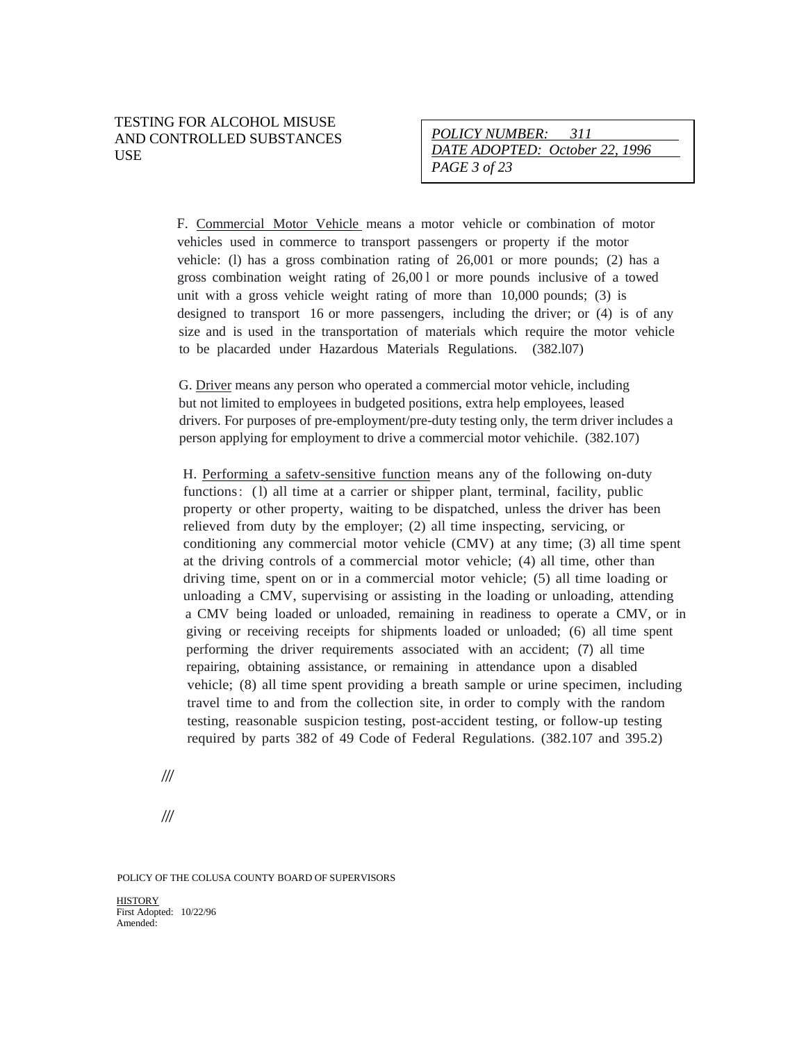F. <u>Commercial Motor Vehicle</u> means a motor vehicle or combination of motor vehicles used in commerce to transport passengers or property if the motor vehicle: (l) has a gross combination rating of 26,001 or more pounds; (2) has a gross combination weight rating of 26,00 l or more pounds inclusive of a towed unit with a gross vehicle weight rating of more than 10,000 pounds; (3) is designed to transport 16 or more passengers, including the driver; or (4) is of any size and is used in the transportation of materials which require the motor vehicle to be placarded under Hazardous Materials Regulations. (382.l07)

G. <u>Driver</u> means any person who operated a commercial motor vehicle, including but not limited to employees in budgeted positions, extra help employees, leased drivers. For purposes of pre-employment/pre-duty testing only, the term driver includes a person applying for employment to drive a commercial motor vehichile. (382.107)

H. <u>Performing a safetv-sensitive function</u> means any of the following on-duty functions: (l) all time at a carrier or shipper plant, terminal, facility, public property or other property, waiting to be dispatched, unless the driver has been relieved from duty by the employer; (2) all time inspecting, servicing, or conditioning any commercial motor vehicle (CMV) at any time; (3) all time spent at the driving controls of a commercial motor vehicle; (4) all time, other than driving time, spent on or in a commercial motor vehicle; (5) all time loading or unloading a CMV, supervising or assisting in the loading or unloading, attending a CMV being loaded or unloaded, remaining in readiness to operate a CMV, or in giving or receiving receipts for shipments loaded or unloaded; (6) all time spent performing the driver requirements associated with an accident; (7) all time repairing, obtaining assistance, or remaining in attendance upon a disabled vehicle; (8) all time spent providing a breath sample or urine specimen, including travel time to and from the collection site, in order to comply with the random testing, reasonable suspicion testing, post-accident testing, or follow-up testing required by parts 382 of 49 Code of Federal Regulations. (382.107 and 395.2)

///

///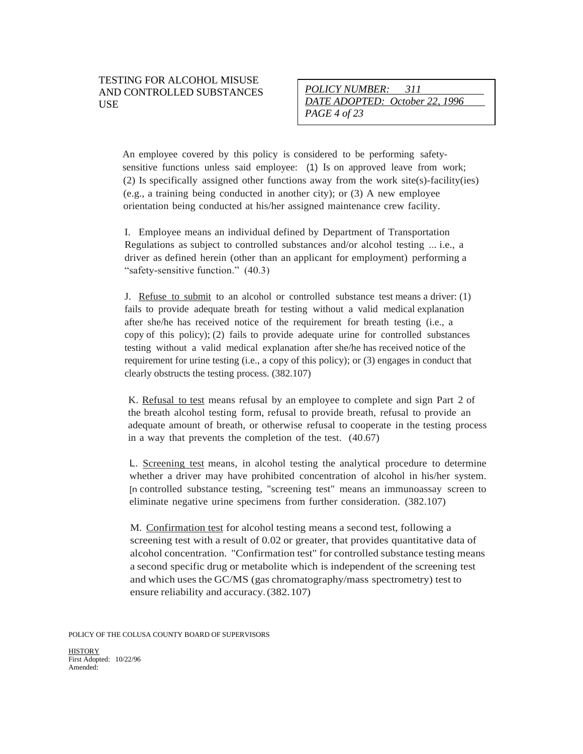An employee covered by this policy is considered to be performing safety-sensitive functions unless said employee: (1) Is on approved leave from work; (2) Is specifically assigned other functions away from the work site(s)-facility(ies) (e.g., a training being conducted in another city); or (3) A new employee orientation being conducted at his/her assigned maintenance crew facility.

I. Employee means an individual defined by Department of Transportation Regulations as subject to controlled substances and/or alcohol testing ... i.e., a driver as defined herein (other than an applicant for employment) performing a "safety-sensitive function." (40.3)

J. <u>Refuse to submit</u> to an alcohol or controlled substance test means a driver: (1) fails to provide adequate breath for testing without a valid medical explanation after she/he has received notice of the requirement for breath testing (i.e., a copy of this policy); (2) fails to provide adequate urine for controlled substances testing without a valid medical explanation after she/he has received notice of the requirement for urine testing (i.e., a copy of this policy); or (3) engages in conduct that clearly obstructs the testing process. (382.107)

K. <u>Refusal to test</u> means refusal by an employee to complete and sign Part 2 of the breath alcohol testing form, refusal to provide breath, refusal to provide an adequate amount of breath, or otherwise refusal to cooperate in the testing process in a way that prevents the completion of the test. (40.67)

L. <u>Screening test</u> means, in alcohol testing the analytical procedure to determine whether a driver may have prohibited concentration of alcohol in his/her system. [n controlled substance testing, "screening test" means an immunoassay screen to eliminate negative urine specimens from further consideration. (382.107)

M. <u>Confirmation test</u> for alcohol testing means a second test, following a screening test with a result of 0.02 or greater, that provides quantitative data of alcohol concentration. "Confirmation test" for controlled substance testing means a second specific drug or metabolite which is independent of the screening test and which uses the GC/MS (gas chromatography/mass spectrometry) test to ensure reliability and accuracy. (382.107)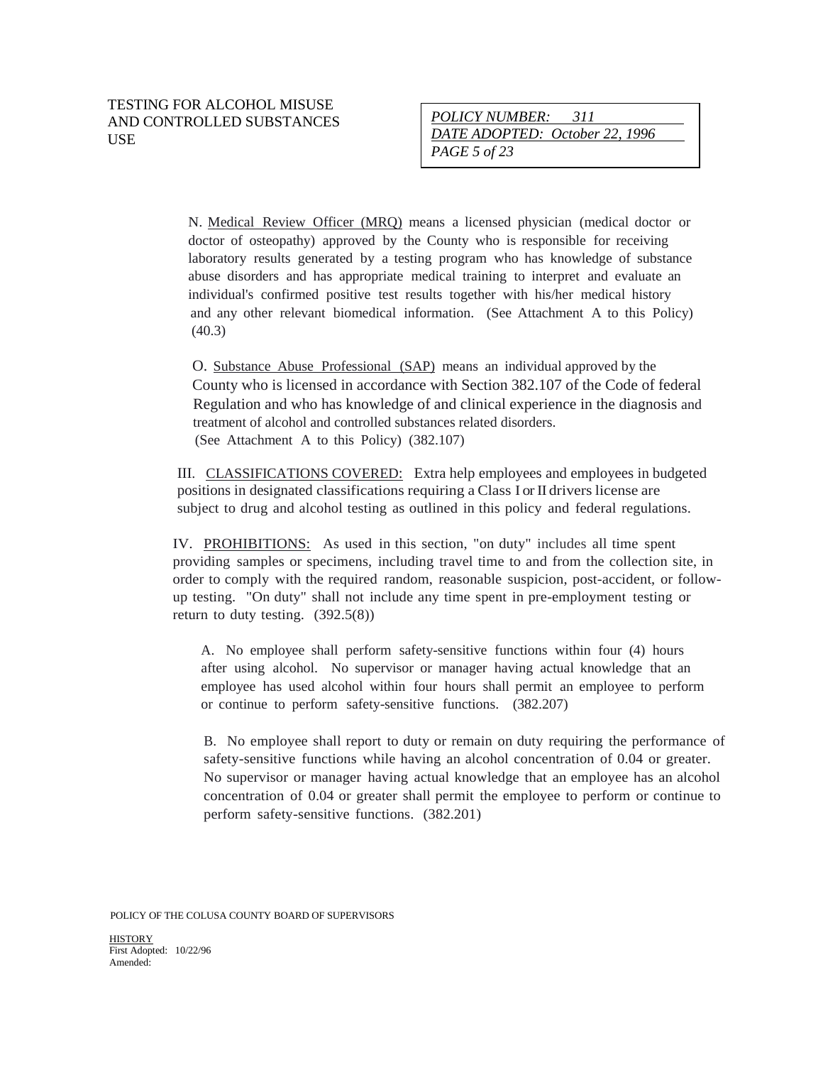N. Medical Review Officer (MRQ) means a licensed physician (medical doctor or doctor of osteopathy) approved by the County who is responsible for receiving laboratory results generated by a testing program who has knowledge of substance abuse disorders and has appropriate medical training to interpret and evaluate an individual's confirmed positive test results together with his/her medical history and any other relevant biomedical information. (See Attachment A to this Policy) (40.3)

O. Substance Abuse Professional (SAP) means an individual approved by the County who is licensed in accordance with Section 382.107 of the Code of federal Regulation and who has knowledge of and clinical experience in the diagnosis and treatment of alcohol and controlled substances related disorders. (See Attachment A to this Policy) (382.107)

III. CLASSIFICATIONS COVERED: Extra help employees and employees in budgeted positions in designated classifications requiring a Class I or II drivers license are subject to drug and alcohol testing as outlined in this policy and federal regulations.

IV. PROHIBITIONS: As used in this section, "on duty" includes all time spent providing samples or specimens, including travel time to and from the collection site, in order to comply with the required random, reasonable suspicion, post-accident, or follow-up testing. "On duty" shall not include any time spent in pre-employment testing or return to duty testing. (392.5(8))

A. No employee shall perform safety-sensitive functions within four (4) hours after using alcohol. No supervisor or manager having actual knowledge that an employee has used alcohol within four hours shall permit an employee to perform or continue to perform safety-sensitive functions. (382.207)

B. No employee shall report to duty or remain on duty requiring the performance of safety-sensitive functions while having an alcohol concentration of 0.04 or greater. No supervisor or manager having actual knowledge that an employee has an alcohol concentration of 0.04 or greater shall permit the employee to perform or continue to perform safety-sensitive functions. (382.201)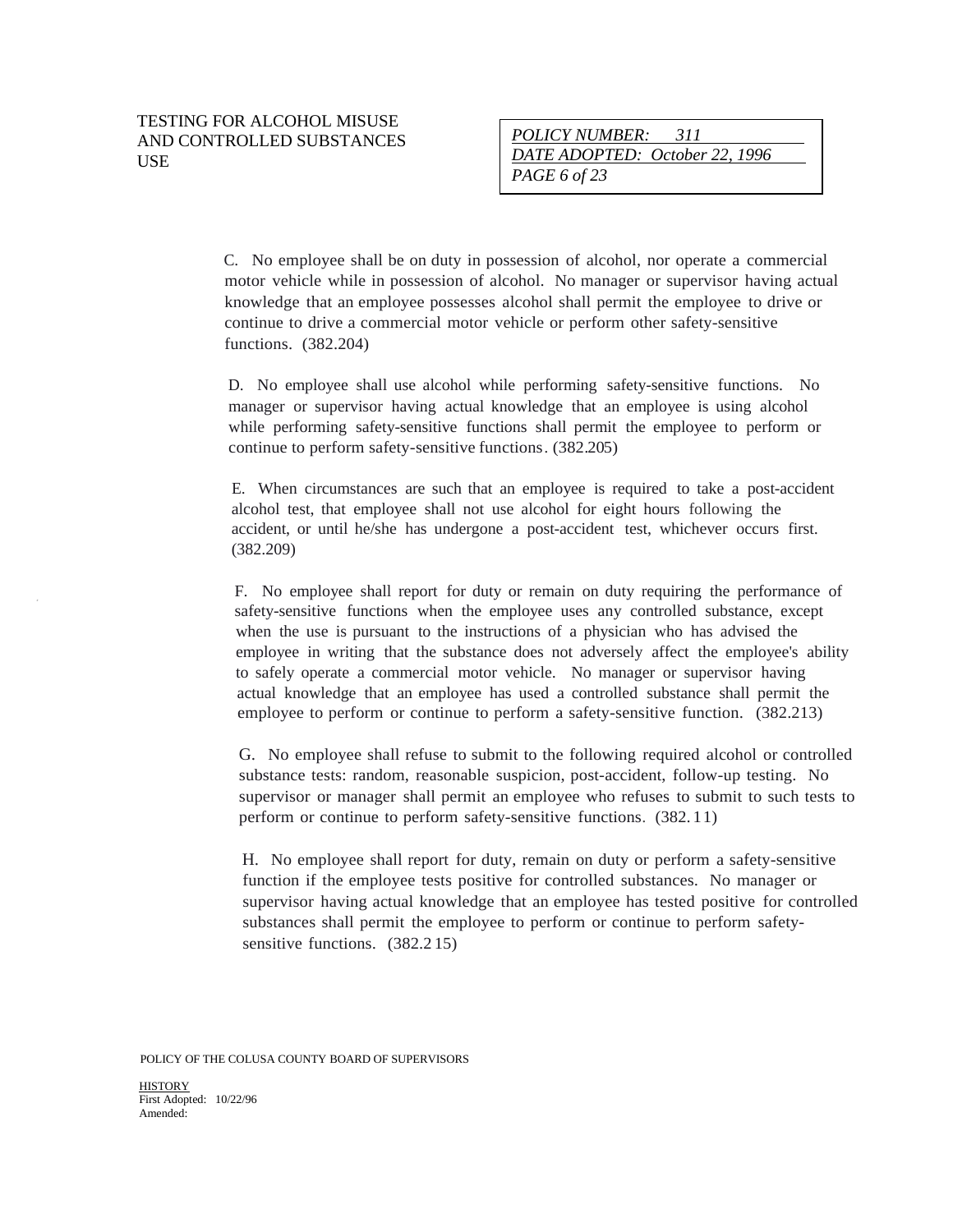C. No employee shall be on duty in possession of alcohol, nor operate a commercial motor vehicle while in possession of alcohol. No manager or supervisor having actual knowledge that an employee possesses alcohol shall permit the employee to drive or continue to drive a commercial motor vehicle or perform other safety-sensitive functions. (382.204)

D. No employee shall use alcohol while performing safety-sensitive functions. No manager or supervisor having actual knowledge that an employee is using alcohol while performing safety-sensitive functions shall permit the employee to perform or continue to perform safety-sensitive functions. (382.205)

E. When circumstances are such that an employee is required to take a post-accident alcohol test, that employee shall not use alcohol for eight hours following the accident, or until he/she has undergone a post-accident test, whichever occurs first. (382.209)

F. No employee shall report for duty or remain on duty requiring the performance of safety-sensitive functions when the employee uses any controlled substance, except when the use is pursuant to the instructions of a physician who has advised the employee in writing that the substance does not adversely affect the employee's ability to safely operate a commercial motor vehicle. No manager or supervisor having actual knowledge that an employee has used a controlled substance shall permit the employee to perform or continue to perform a safety-sensitive function. (382.213)

G. No employee shall refuse to submit to the following required alcohol or controlled substance tests: random, reasonable suspicion, post-accident, follow-up testing. No supervisor or manager shall permit an employee who refuses to submit to such tests to perform or continue to perform safety-sensitive functions. (382.11)

H. No employee shall report for duty, remain on duty or perform a safety-sensitive function if the employee tests positive for controlled substances. No manager or supervisor having actual knowledge that an employee has tested positive for controlled substances shall permit the employee to perform or continue to perform safety-sensitive functions. (382.215)

POLICY OF THE COLUSA COUNTY BOARD OF SUPERVISORS

HISTORY
First Adopted: 10/22/96
Amended: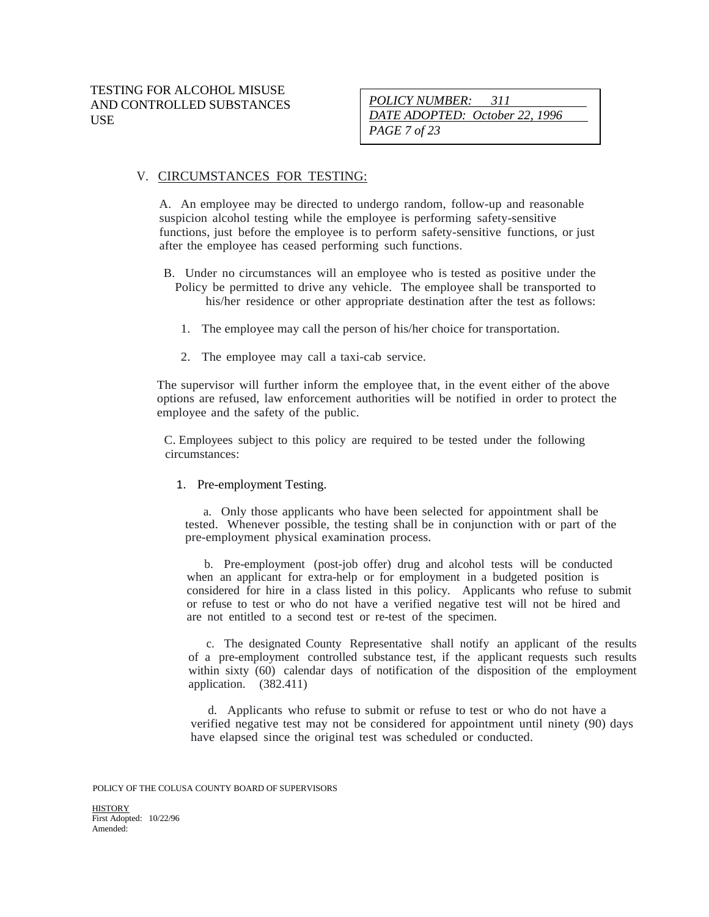## V. CIRCUMSTANCES FOR TESTING:

A. An employee may be directed to undergo random, follow-up and reasonable suspicion alcohol testing while the employee is performing safety-sensitive functions, just before the employee is to perform safety-sensitive functions, or just after the employee has ceased performing such functions.

B. Under no circumstances will an employee who is tested as positive under the Policy be permitted to drive any vehicle. The employee shall be transported to his/her residence or other appropriate destination after the test as follows:

1. The employee may call the person of his/her choice for transportation.

2. The employee may call a taxi-cab service.

The supervisor will further inform the employee that, in the event either of the above options are refused, law enforcement authorities will be notified in order to protect the employee and the safety of the public.

C. Employees subject to this policy are required to be tested under the following circumstances:

1. Pre-employment Testing.

a. Only those applicants who have been selected for appointment shall be tested. Whenever possible, the testing shall be in conjunction with or part of the pre-employment physical examination process.

b. Pre-employment (post-job offer) drug and alcohol tests will be conducted when an applicant for extra-help or for employment in a budgeted position is considered for hire in a class listed in this policy. Applicants who refuse to submit or refuse to test or who do not have a verified negative test will not be hired and are not entitled to a second test or re-test of the specimen.

c. The designated County Representative shall notify an applicant of the results of a pre-employment controlled substance test, if the applicant requests such results within sixty (60) calendar days of notification of the disposition of the employment application. (382.411)

d. Applicants who refuse to submit or refuse to test or who do not have a verified negative test may not be considered for appointment until ninety (90) days have elapsed since the original test was scheduled or conducted.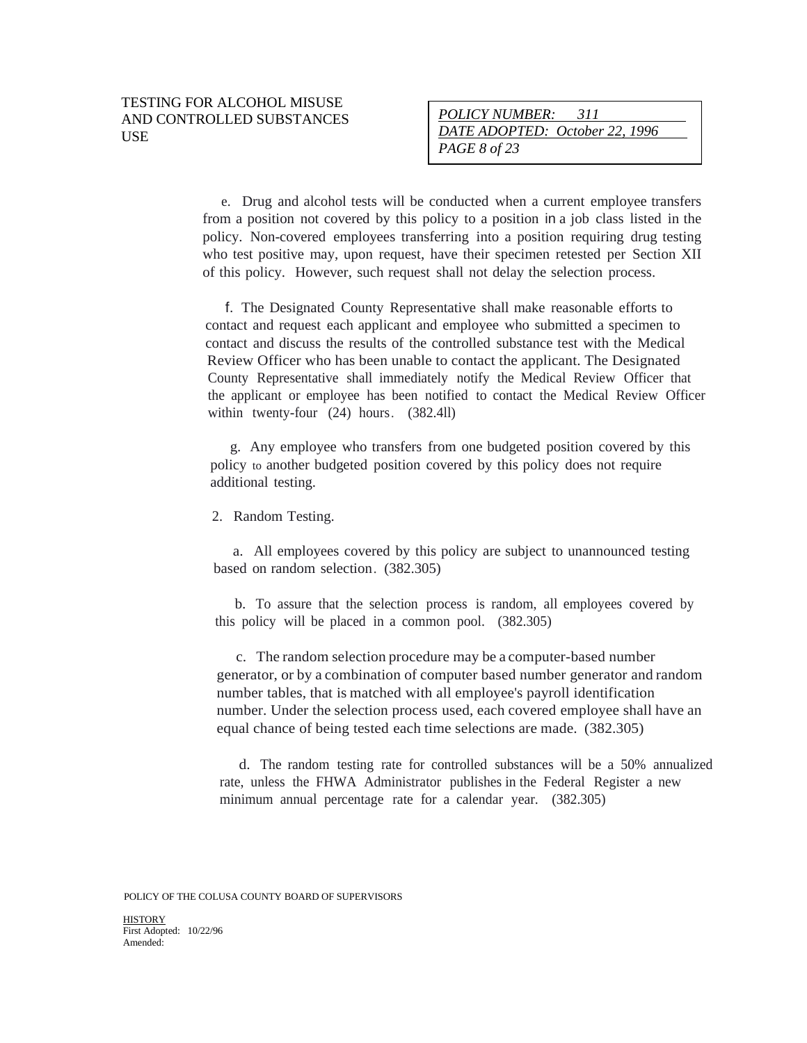e. Drug and alcohol tests will be conducted when a current employee transfers from a position not covered by this policy to a position in a job class listed in the policy. Non-covered employees transferring into a position requiring drug testing who test positive may, upon request, have their specimen retested per Section XII of this policy. However, such request shall not delay the selection process.

f. The Designated County Representative shall make reasonable efforts to contact and request each applicant and employee who submitted a specimen to contact and discuss the results of the controlled substance test with the Medical Review Officer who has been unable to contact the applicant. The Designated County Representative shall immediately notify the Medical Review Officer that the applicant or employee has been notified to contact the Medical Review Officer within twenty-four (24) hours. (382.4ll)

g. Any employee who transfers from one budgeted position covered by this policy to another budgeted position covered by this policy does not require additional testing.

2. Random Testing.

a. All employees covered by this policy are subject to unannounced testing based on random selection. (382.305)

b. To assure that the selection process is random, all employees covered by this policy will be placed in a common pool. (382.305)

c. The random selection procedure may be a computer-based number generator, or by a combination of computer based number generator and random number tables, that is matched with all employee's payroll identification number. Under the selection process used, each covered employee shall have an equal chance of being tested each time selections are made. (382.305)

d. The random testing rate for controlled substances will be a 50% annualized rate, unless the FHWA Administrator publishes in the Federal Register a new minimum annual percentage rate for a calendar year. (382.305)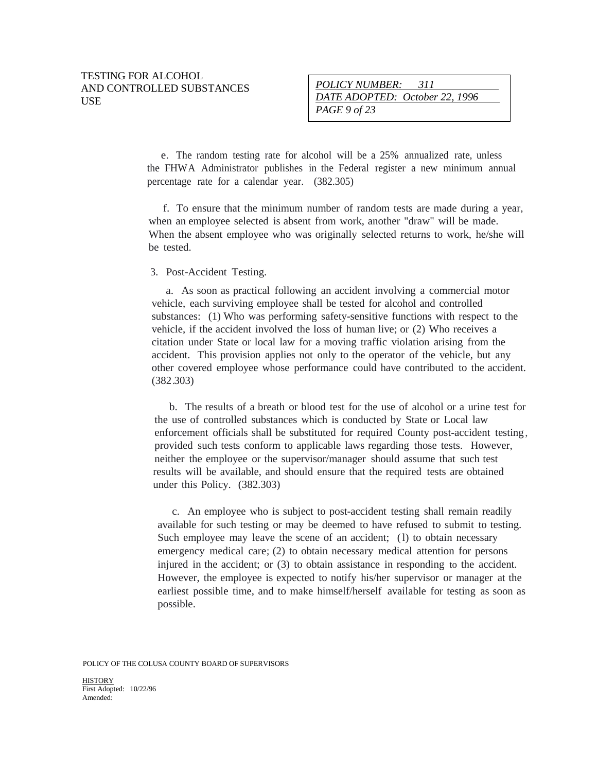e. The random testing rate for alcohol will be a 25% annualized rate, unless the FHWA Administrator publishes in the Federal register a new minimum annual percentage rate for a calendar year. (382.305)

f. To ensure that the minimum number of random tests are made during a year, when an employee selected is absent from work, another "draw" will be made. When the absent employee who was originally selected returns to work, he/she will be tested.

3. Post-Accident Testing.

a. As soon as practical following an accident involving a commercial motor vehicle, each surviving employee shall be tested for alcohol and controlled substances: (1) Who was performing safety-sensitive functions with respect to the vehicle, if the accident involved the loss of human live; or (2) Who receives a citation under State or local law for a moving traffic violation arising from the accident. This provision applies not only to the operator of the vehicle, but any other covered employee whose performance could have contributed to the accident. (382.303)

b. The results of a breath or blood test for the use of alcohol or a urine test for the use of controlled substances which is conducted by State or Local law enforcement officials shall be substituted for required County post-accident testing, provided such tests conform to applicable laws regarding those tests. However, neither the employee or the supervisor/manager should assume that such test results will be available, and should ensure that the required tests are obtained under this Policy. (382.303)

c. An employee who is subject to post-accident testing shall remain readily available for such testing or may be deemed to have refused to submit to testing. Such employee may leave the scene of an accident; (1) to obtain necessary emergency medical care; (2) to obtain necessary medical attention for persons injured in the accident; or (3) to obtain assistance in responding to the accident. However, the employee is expected to notify his/her supervisor or manager at the earliest possible time, and to make himself/herself available for testing as soon as possible.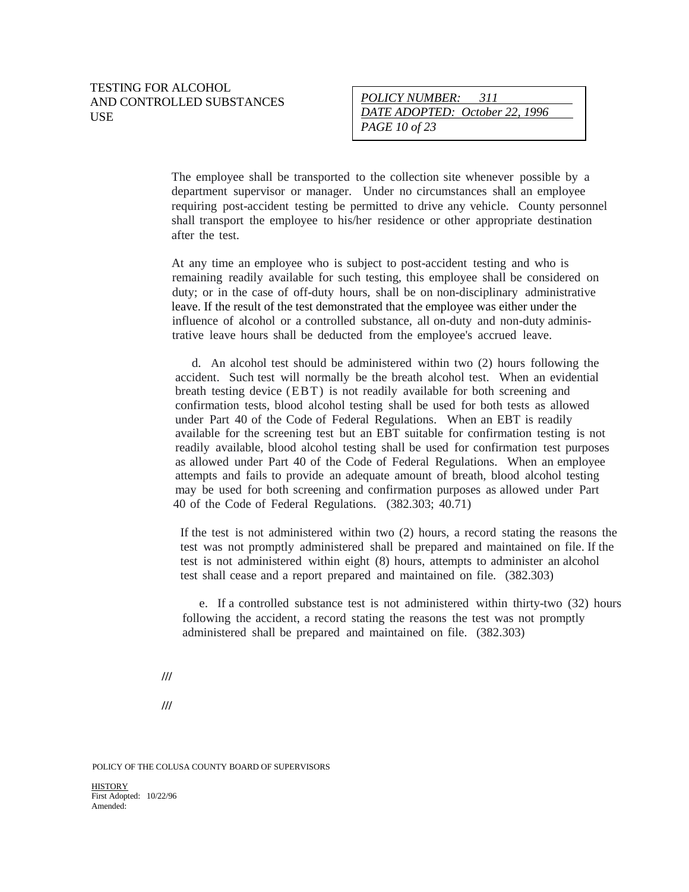The employee shall be transported to the collection site whenever possible by a department supervisor or manager. Under no circumstances shall an employee requiring post-accident testing be permitted to drive any vehicle. County personnel shall transport the employee to his/her residence or other appropriate destination after the test.

At any time an employee who is subject to post-accident testing and who is remaining readily available for such testing, this employee shall be considered on duty; or in the case of off-duty hours, shall be on non-disciplinary administrative leave. If the result of the test demonstrated that the employee was either under the influence of alcohol or a controlled substance, all on-duty and non-duty administrative leave hours shall be deducted from the employee's accrued leave.

d. An alcohol test should be administered within two (2) hours following the accident. Such test will normally be the breath alcohol test. When an evidential breath testing device (EBT) is not readily available for both screening and confirmation tests, blood alcohol testing shall be used for both tests as allowed under Part 40 of the Code of Federal Regulations. When an EBT is readily available for the screening test but an EBT suitable for confirmation testing is not readily available, blood alcohol testing shall be used for confirmation test purposes as allowed under Part 40 of the Code of Federal Regulations. When an employee attempts and fails to provide an adequate amount of breath, blood alcohol testing may be used for both screening and confirmation purposes as allowed under Part 40 of the Code of Federal Regulations. (382.303; 40.71)

If the test is not administered within two (2) hours, a record stating the reasons the test was not promptly administered shall be prepared and maintained on file. If the test is not administered within eight (8) hours, attempts to administer an alcohol test shall cease and a report prepared and maintained on file. (382.303)

e. If a controlled substance test is not administered within thirty-two (32) hours following the accident, a record stating the reasons the test was not promptly administered shall be prepared and maintained on file. (382.303)

///

///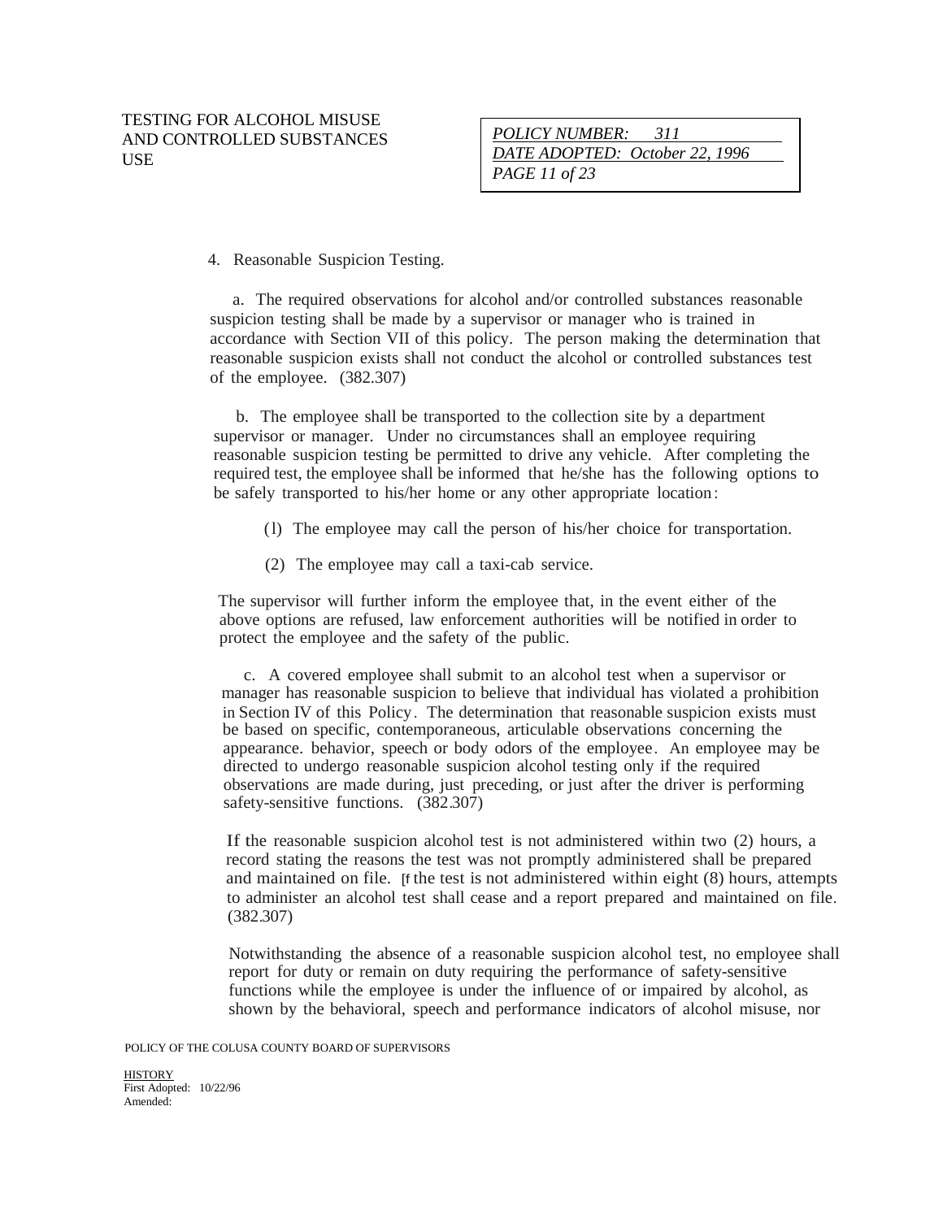4. Reasonable Suspicion Testing.

a. The required observations for alcohol and/or controlled substances reasonable suspicion testing shall be made by a supervisor or manager who is trained in accordance with Section VII of this policy. The person making the determination that reasonable suspicion exists shall not conduct the alcohol or controlled substances test of the employee. (382.307)

b. The employee shall be transported to the collection site by a department supervisor or manager. Under no circumstances shall an employee requiring reasonable suspicion testing be permitted to drive any vehicle. After completing the required test, the employee shall be informed that he/she has the following options to be safely transported to his/her home or any other appropriate location:

(1) The employee may call the person of his/her choice for transportation.

(2) The employee may call a taxi-cab service.

The supervisor will further inform the employee that, in the event either of the above options are refused, law enforcement authorities will be notified in order to protect the employee and the safety of the public.

c. A covered employee shall submit to an alcohol test when a supervisor or manager has reasonable suspicion to believe that individual has violated a prohibition in Section IV of this Policy. The determination that reasonable suspicion exists must be based on specific, contemporaneous, articulable observations concerning the appearance. behavior, speech or body odors of the employee. An employee may be directed to undergo reasonable suspicion alcohol testing only if the required observations are made during, just preceding, or just after the driver is performing safety-sensitive functions. (382.307)

If the reasonable suspicion alcohol test is not administered within two (2) hours, a record stating the reasons the test was not promptly administered shall be prepared and maintained on file. [f the test is not administered within eight (8) hours, attempts to administer an alcohol test shall cease and a report prepared and maintained on file. (382.307)

Notwithstanding the absence of a reasonable suspicion alcohol test, no employee shall report for duty or remain on duty requiring the performance of safety-sensitive functions while the employee is under the influence of or impaired by alcohol, as shown by the behavioral, speech and performance indicators of alcohol misuse, nor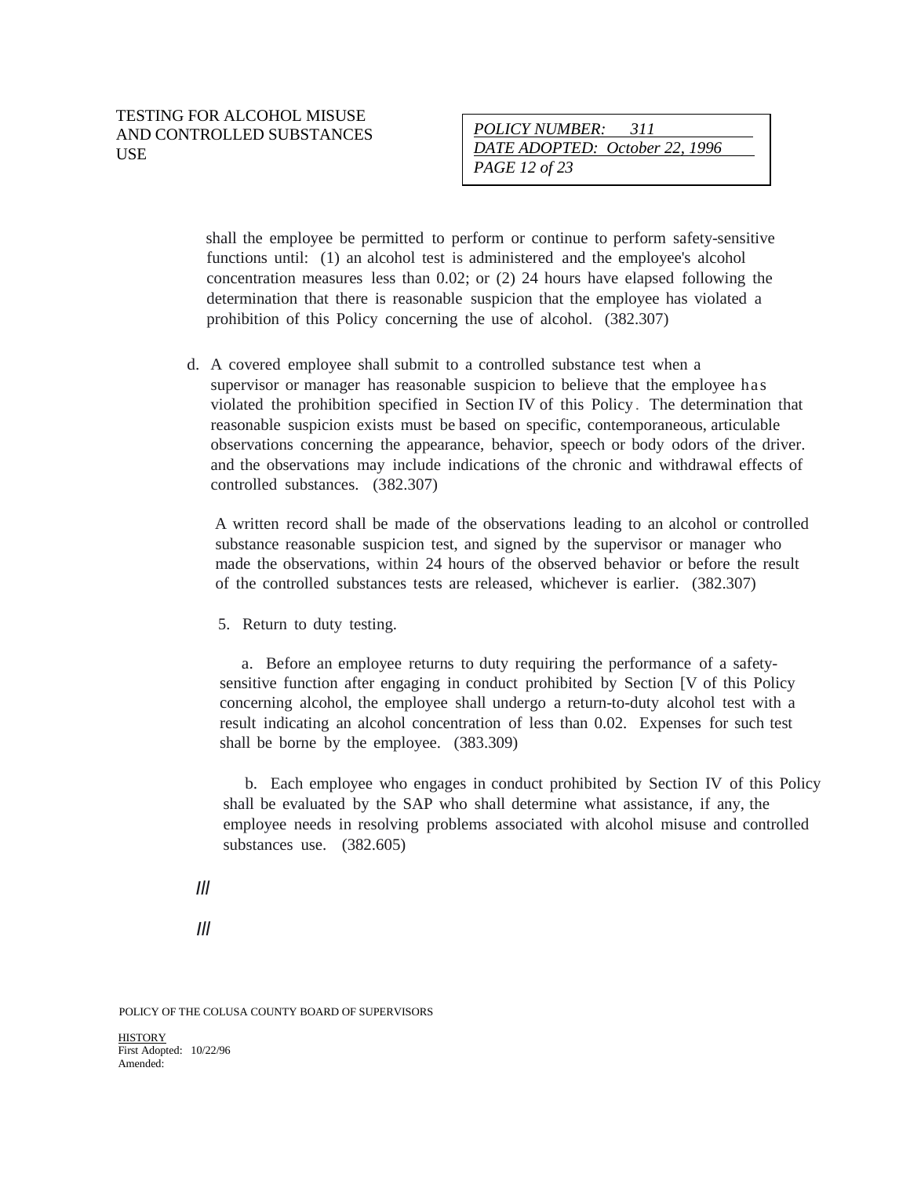shall the employee be permitted to perform or continue to perform safety-sensitive functions until: (1) an alcohol test is administered and the employee's alcohol concentration measures less than 0.02; or (2) 24 hours have elapsed following the determination that there is reasonable suspicion that the employee has violated a prohibition of this Policy concerning the use of alcohol. (382.307)

d. A covered employee shall submit to a controlled substance test when a supervisor or manager has reasonable suspicion to believe that the employee has violated the prohibition specified in Section IV of this Policy. The determination that reasonable suspicion exists must be based on specific, contemporaneous, articulable observations concerning the appearance, behavior, speech or body odors of the driver. and the observations may include indications of the chronic and withdrawal effects of controlled substances. (382.307)

A written record shall be made of the observations leading to an alcohol or controlled substance reasonable suspicion test, and signed by the supervisor or manager who made the observations, within 24 hours of the observed behavior or before the result of the controlled substances tests are released, whichever is earlier. (382.307)

5. Return to duty testing.

a. Before an employee returns to duty requiring the performance of a safety-sensitive function after engaging in conduct prohibited by Section [V of this Policy concerning alcohol, the employee shall undergo a return-to-duty alcohol test with a result indicating an alcohol concentration of less than 0.02. Expenses for such test shall be borne by the employee. (383.309)

b. Each employee who engages in conduct prohibited by Section IV of this Policy shall be evaluated by the SAP who shall determine what assistance, if any, the employee needs in resolving problems associated with alcohol misuse and controlled substances use. (382.605)

///

///

POLICY OF THE COLUSA COUNTY BOARD OF SUPERVISORS

HISTORY
First Adopted: 10/22/96
Amended: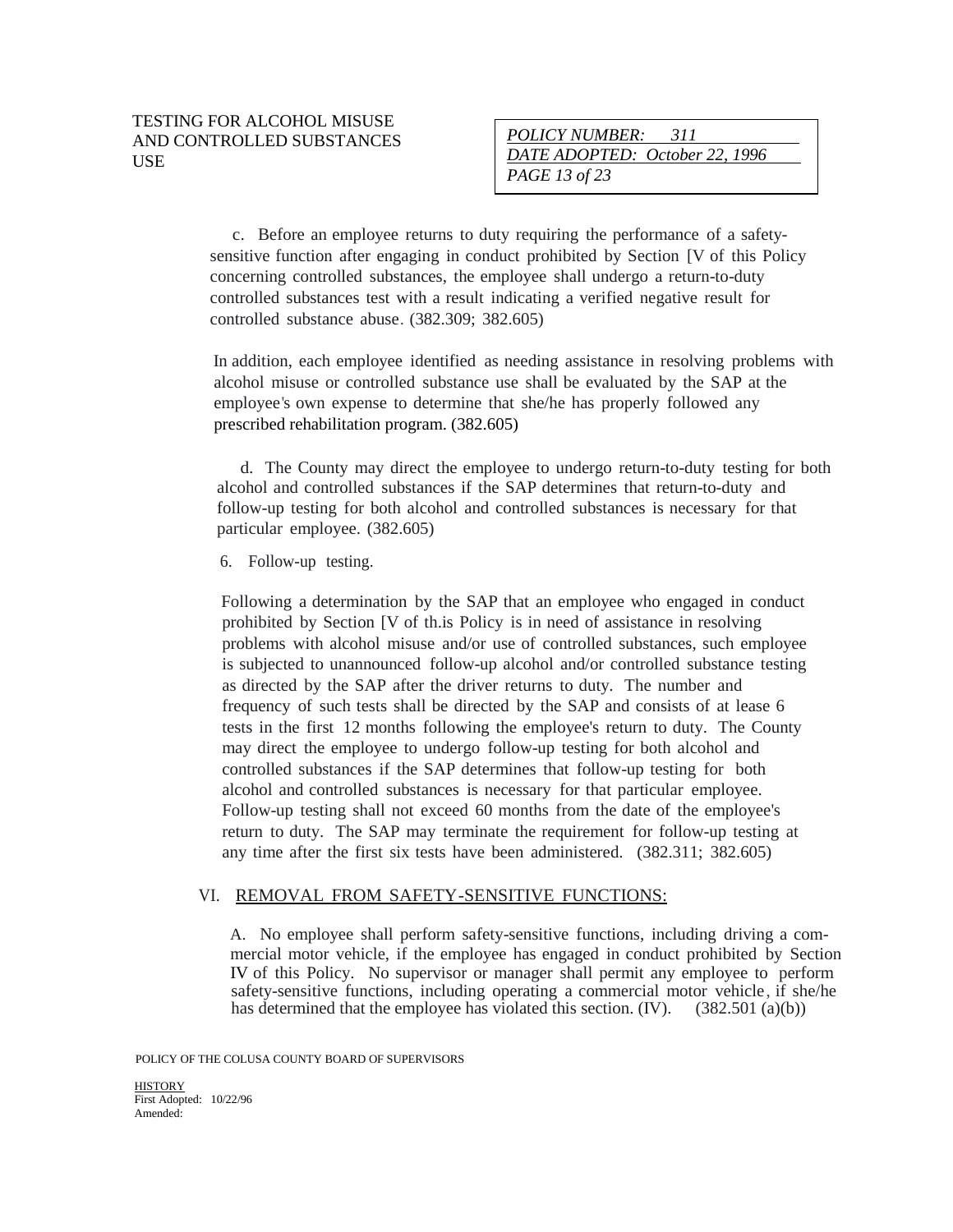c. Before an employee returns to duty requiring the performance of a safety-sensitive function after engaging in conduct prohibited by Section [V of this Policy concerning controlled substances, the employee shall undergo a return-to-duty controlled substances test with a result indicating a verified negative result for controlled substance abuse. (382.309; 382.605)

In addition, each employee identified as needing assistance in resolving problems with alcohol misuse or controlled substance use shall be evaluated by the SAP at the employee's own expense to determine that she/he has properly followed any prescribed rehabilitation program. (382.605)

d. The County may direct the employee to undergo return-to-duty testing for both alcohol and controlled substances if the SAP determines that return-to-duty and follow-up testing for both alcohol and controlled substances is necessary for that particular employee. (382.605)

6. Follow-up testing.

Following a determination by the SAP that an employee who engaged in conduct prohibited by Section [V of th.is Policy is in need of assistance in resolving problems with alcohol misuse and/or use of controlled substances, such employee is subjected to unannounced follow-up alcohol and/or controlled substance testing as directed by the SAP after the driver returns to duty. The number and frequency of such tests shall be directed by the SAP and consists of at lease 6 tests in the first 12 months following the employee's return to duty. The County may direct the employee to undergo follow-up testing for both alcohol and controlled substances if the SAP determines that follow-up testing for both alcohol and controlled substances is necessary for that particular employee. Follow-up testing shall not exceed 60 months from the date of the employee's return to duty. The SAP may terminate the requirement for follow-up testing at any time after the first six tests have been administered. (382.311; 382.605)

## VI. REMOVAL FROM SAFETY-SENSITIVE FUNCTIONS:

A. No employee shall perform safety-sensitive functions, including driving a commercial motor vehicle, if the employee has engaged in conduct prohibited by Section IV of this Policy. No supervisor or manager shall permit any employee to perform safety-sensitive functions, including operating a commercial motor vehicle, if she/he has determined that the employee has violated this section. (IV). (382.501 (a)(b))

POLICY OF THE COLUSA COUNTY BOARD OF SUPERVISORS

HISTORY
First Adopted: 10/22/96
Amended: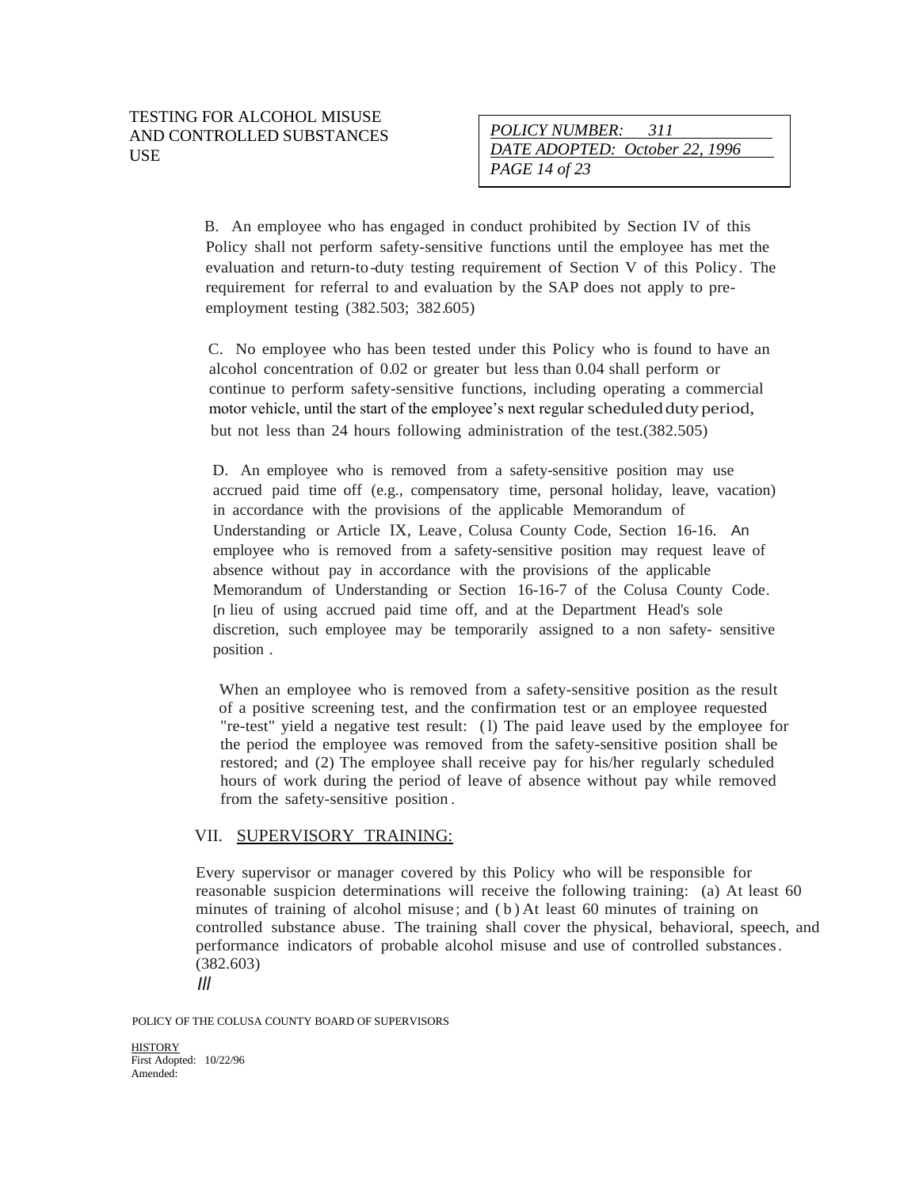B. An employee who has engaged in conduct prohibited by Section IV of this Policy shall not perform safety-sensitive functions until the employee has met the evaluation and return-to-duty testing requirement of Section V of this Policy. The requirement for referral to and evaluation by the SAP does not apply to pre-employment testing (382.503; 382.605)

C. No employee who has been tested under this Policy who is found to have an alcohol concentration of 0.02 or greater but less than 0.04 shall perform or continue to perform safety-sensitive functions, including operating a commercial motor vehicle, until the start of the employee's next regular scheduled duty period, but not less than 24 hours following administration of the test.(382.505)

D. An employee who is removed from a safety-sensitive position may use accrued paid time off (e.g., compensatory time, personal holiday, leave, vacation) in accordance with the provisions of the applicable Memorandum of Understanding or Article IX, Leave, Colusa County Code, Section 16-16. An employee who is removed from a safety-sensitive position may request leave of absence without pay in accordance with the provisions of the applicable Memorandum of Understanding or Section 16-16-7 of the Colusa County Code. [n lieu of using accrued paid time off, and at the Department Head's sole discretion, such employee may be temporarily assigned to a non safety- sensitive position .

When an employee who is removed from a safety-sensitive position as the result of a positive screening test, and the confirmation test or an employee requested "re-test" yield a negative test result: (1) The paid leave used by the employee for the period the employee was removed from the safety-sensitive position shall be restored; and (2) The employee shall receive pay for his/her regularly scheduled hours of work during the period of leave of absence without pay while removed from the safety-sensitive position.

## VII. SUPERVISORY TRAINING:

Every supervisor or manager covered by this Policy who will be responsible for reasonable suspicion determinations will receive the following training: (a) At least 60 minutes of training of alcohol misuse; and (b) At least 60 minutes of training on controlled substance abuse. The training shall cover the physical, behavioral, speech, and performance indicators of probable alcohol misuse and use of controlled substances. (382.603)

///

POLICY OF THE COLUSA COUNTY BOARD OF SUPERVISORS

HISTORY
First Adopted: 10/22/96
Amended: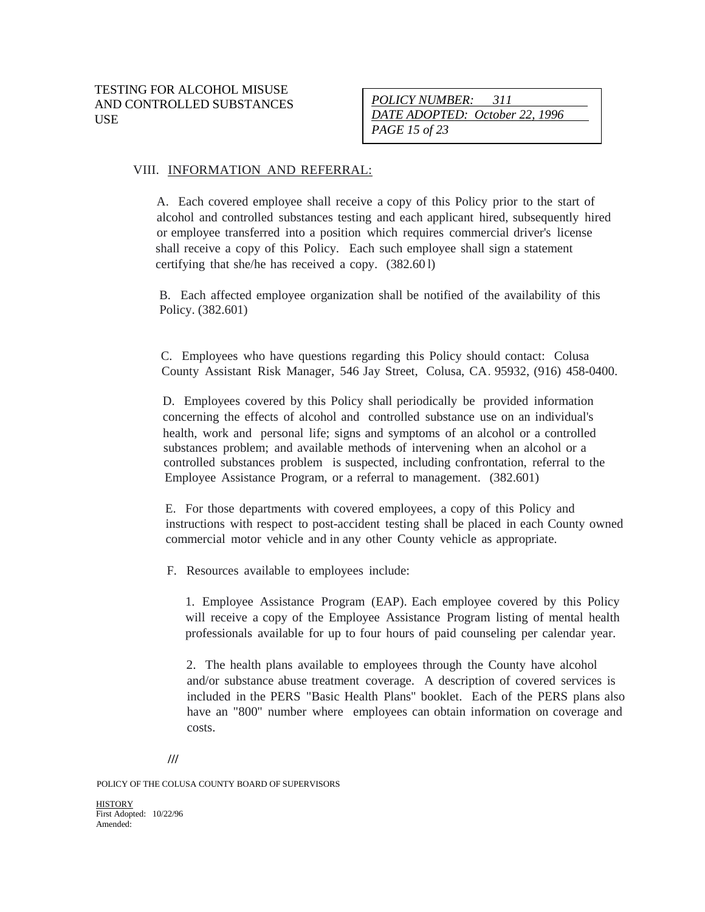## VIII. INFORMATION AND REFERRAL:

A. Each covered employee shall receive a copy of this Policy prior to the start of alcohol and controlled substances testing and each applicant hired, subsequently hired or employee transferred into a position which requires commercial driver's license shall receive a copy of this Policy. Each such employee shall sign a statement certifying that she/he has received a copy. (382.601)

B. Each affected employee organization shall be notified of the availability of this Policy. (382.601)

C. Employees who have questions regarding this Policy should contact: Colusa County Assistant Risk Manager, 546 Jay Street, Colusa, CA. 95932, (916) 458-0400.

D. Employees covered by this Policy shall periodically be provided information concerning the effects of alcohol and controlled substance use on an individual's health, work and personal life; signs and symptoms of an alcohol or a controlled substances problem; and available methods of intervening when an alcohol or a controlled substances problem is suspected, including confrontation, referral to the Employee Assistance Program, or a referral to management. (382.601)

E. For those departments with covered employees, a copy of this Policy and instructions with respect to post-accident testing shall be placed in each County owned commercial motor vehicle and in any other County vehicle as appropriate.

F. Resources available to employees include:

1. Employee Assistance Program (EAP). Each employee covered by this Policy will receive a copy of the Employee Assistance Program listing of mental health professionals available for up to four hours of paid counseling per calendar year.

2. The health plans available to employees through the County have alcohol and/or substance abuse treatment coverage. A description of covered services is included in the PERS "Basic Health Plans" booklet. Each of the PERS plans also have an "800" number where employees can obtain information on coverage and costs.

///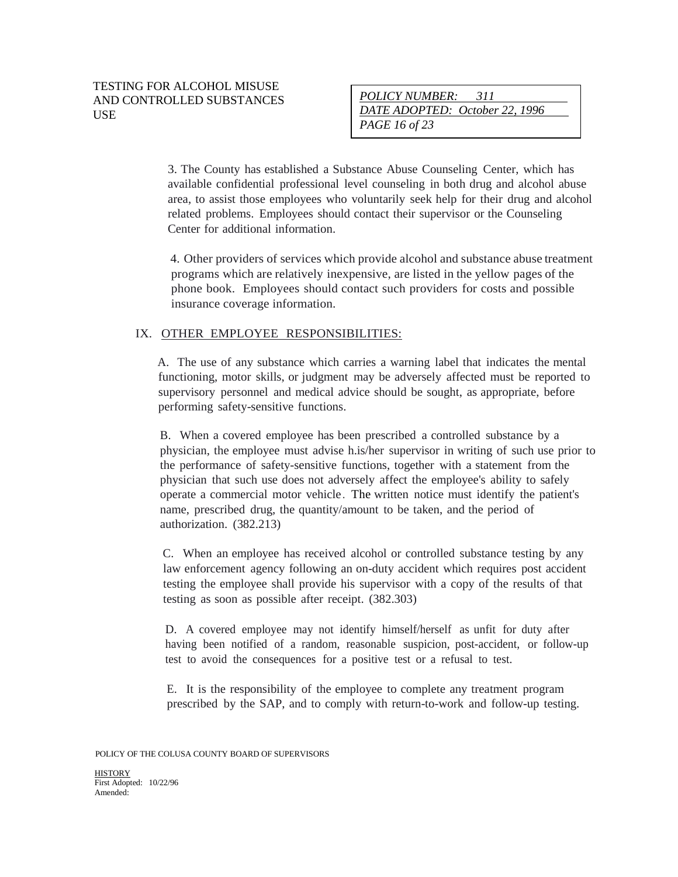3. The County has established a Substance Abuse Counseling Center, which has available confidential professional level counseling in both drug and alcohol abuse area, to assist those employees who voluntarily seek help for their drug and alcohol related problems. Employees should contact their supervisor or the Counseling Center for additional information.

4. Other providers of services which provide alcohol and substance abuse treatment programs which are relatively inexpensive, are listed in the yellow pages of the phone book. Employees should contact such providers for costs and possible insurance coverage information.

## IX. OTHER EMPLOYEE RESPONSIBILITIES:

A. The use of any substance which carries a warning label that indicates the mental functioning, motor skills, or judgment may be adversely affected must be reported to supervisory personnel and medical advice should be sought, as appropriate, before performing safety-sensitive functions.

B. When a covered employee has been prescribed a controlled substance by a physician, the employee must advise h.is/her supervisor in writing of such use prior to the performance of safety-sensitive functions, together with a statement from the physician that such use does not adversely affect the employee's ability to safely operate a commercial motor vehicle. The written notice must identify the patient's name, prescribed drug, the quantity/amount to be taken, and the period of authorization. (382.213)

C. When an employee has received alcohol or controlled substance testing by any law enforcement agency following an on-duty accident which requires post accident testing the employee shall provide his supervisor with a copy of the results of that testing as soon as possible after receipt. (382.303)

D. A covered employee may not identify himself/herself as unfit for duty after having been notified of a random, reasonable suspicion, post-accident, or follow-up test to avoid the consequences for a positive test or a refusal to test.

E. It is the responsibility of the employee to complete any treatment program prescribed by the SAP, and to comply with return-to-work and follow-up testing.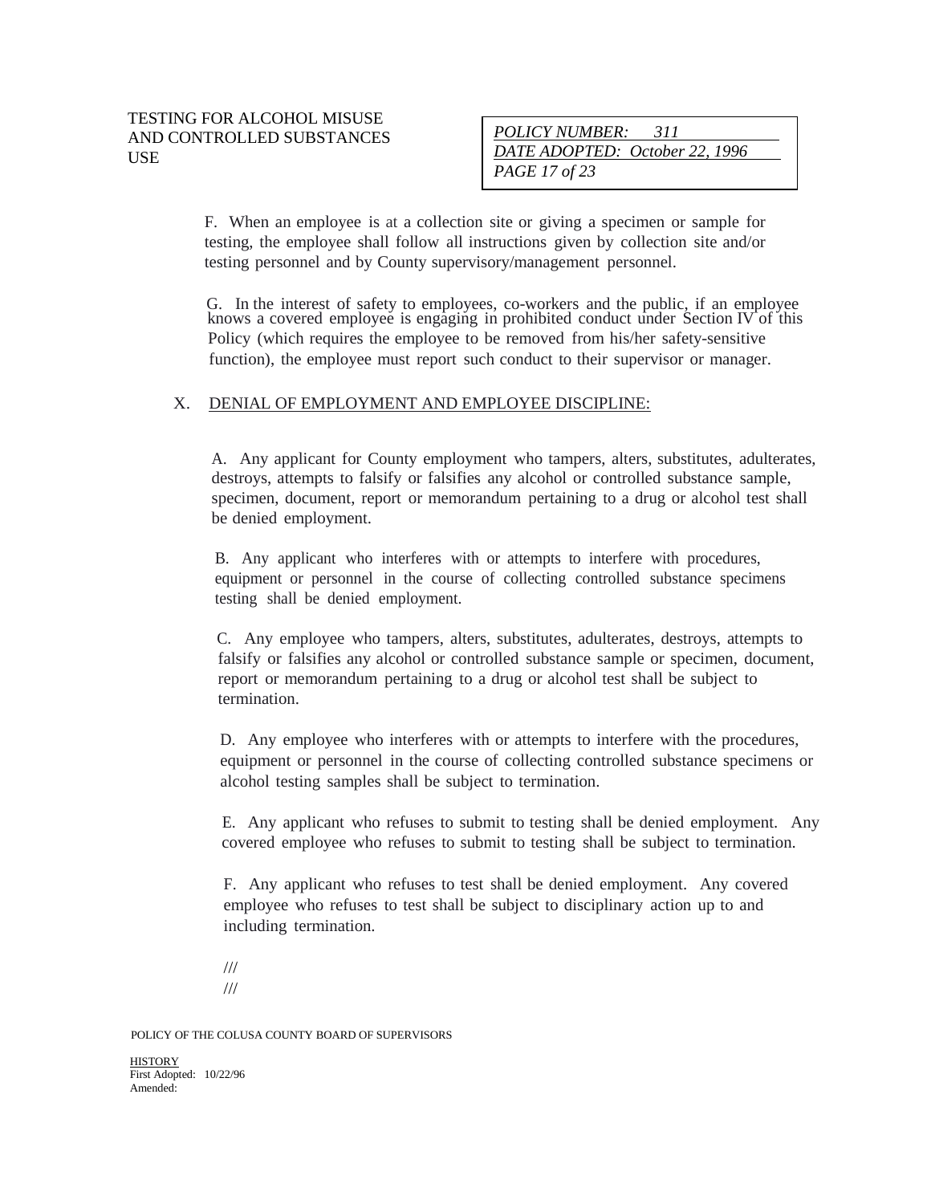F. When an employee is at a collection site or giving a specimen or sample for testing, the employee shall follow all instructions given by collection site and/or testing personnel and by County supervisory/management personnel.

G. In the interest of safety to employees, co-workers and the public, if an employee knows a covered employee is engaging in prohibited conduct under Section IV of this Policy (which requires the employee to be removed from his/her safety-sensitive function), the employee must report such conduct to their supervisor or manager.

## X. DENIAL OF EMPLOYMENT AND EMPLOYEE DISCIPLINE:

A. Any applicant for County employment who tampers, alters, substitutes, adulterates, destroys, attempts to falsify or falsifies any alcohol or controlled substance sample, specimen, document, report or memorandum pertaining to a drug or alcohol test shall be denied employment.

B. Any applicant who interferes with or attempts to interfere with procedures, equipment or personnel in the course of collecting controlled substance specimens testing shall be denied employment.

C. Any employee who tampers, alters, substitutes, adulterates, destroys, attempts to falsify or falsifies any alcohol or controlled substance sample or specimen, document, report or memorandum pertaining to a drug or alcohol test shall be subject to termination.

D. Any employee who interferes with or attempts to interfere with the procedures, equipment or personnel in the course of collecting controlled substance specimens or alcohol testing samples shall be subject to termination.

E. Any applicant who refuses to submit to testing shall be denied employment. Any covered employee who refuses to submit to testing shall be subject to termination.

F. Any applicant who refuses to test shall be denied employment. Any covered employee who refuses to test shall be subject to disciplinary action up to and including termination.

///
///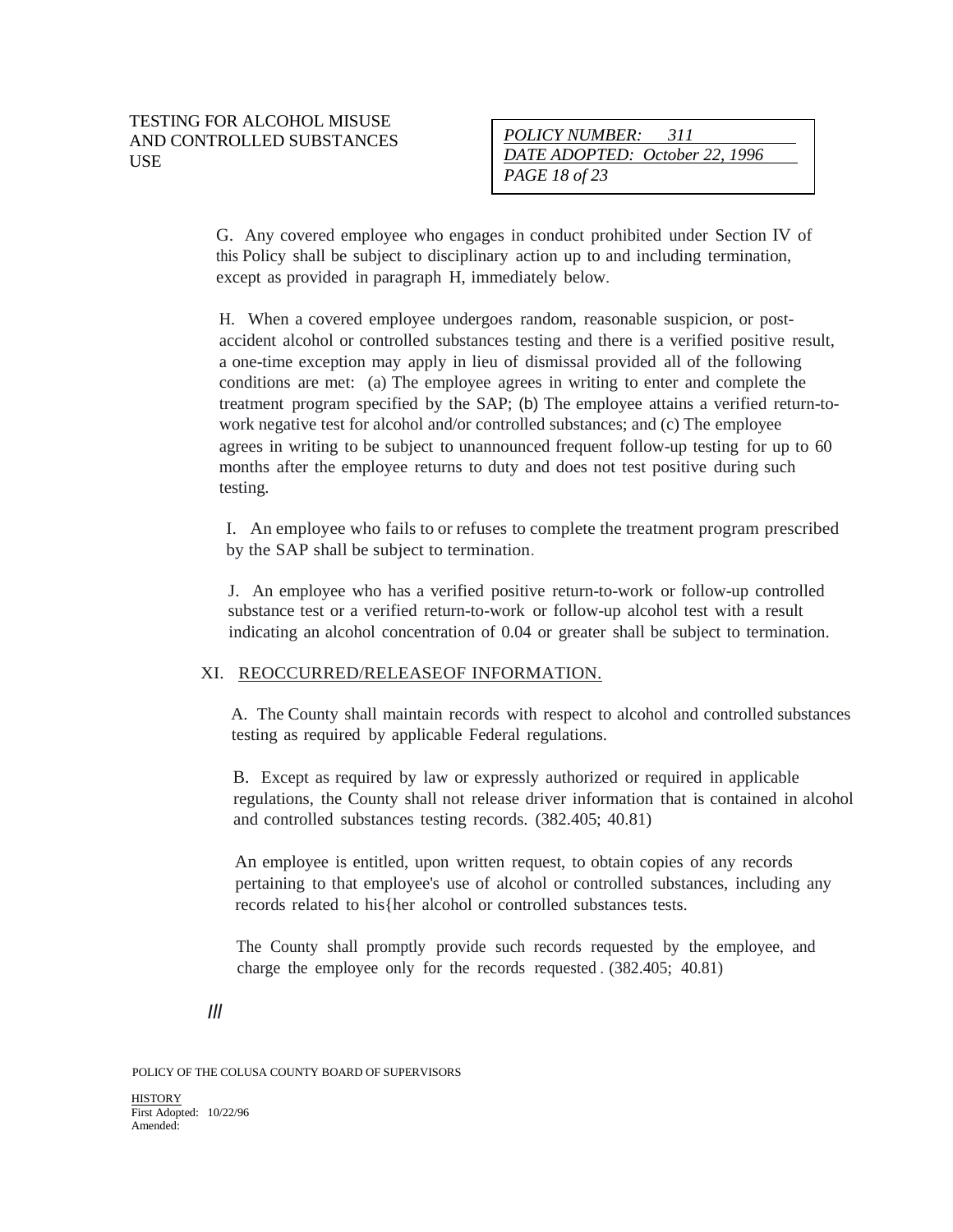G. Any covered employee who engages in conduct prohibited under Section IV of this Policy shall be subject to disciplinary action up to and including termination, except as provided in paragraph H, immediately below.

H. When a covered employee undergoes random, reasonable suspicion, or post-accident alcohol or controlled substances testing and there is a verified positive result, a one-time exception may apply in lieu of dismissal provided all of the following conditions are met: (a) The employee agrees in writing to enter and complete the treatment program specified by the SAP; (b) The employee attains a verified return-to-work negative test for alcohol and/or controlled substances; and (c) The employee agrees in writing to be subject to unannounced frequent follow-up testing for up to 60 months after the employee returns to duty and does not test positive during such testing.

I. An employee who fails to or refuses to complete the treatment program prescribed by the SAP shall be subject to termination.

J. An employee who has a verified positive return-to-work or follow-up controlled substance test or a verified return-to-work or follow-up alcohol test with a result indicating an alcohol concentration of 0.04 or greater shall be subject to termination.

XI. REOCCURRED/RELEASEOF INFORMATION.

A. The County shall maintain records with respect to alcohol and controlled substances testing as required by applicable Federal regulations.

B. Except as required by law or expressly authorized or required in applicable regulations, the County shall not release driver information that is contained in alcohol and controlled substances testing records. (382.405; 40.81)

An employee is entitled, upon written request, to obtain copies of any records pertaining to that employee's use of alcohol or controlled substances, including any records related to his{her alcohol or controlled substances tests.

The County shall promptly provide such records requested by the employee, and charge the employee only for the records requested . (382.405; 40.81)

///

POLICY OF THE COLUSA COUNTY BOARD OF SUPERVISORS

HISTORY
First Adopted: 10/22/96
Amended: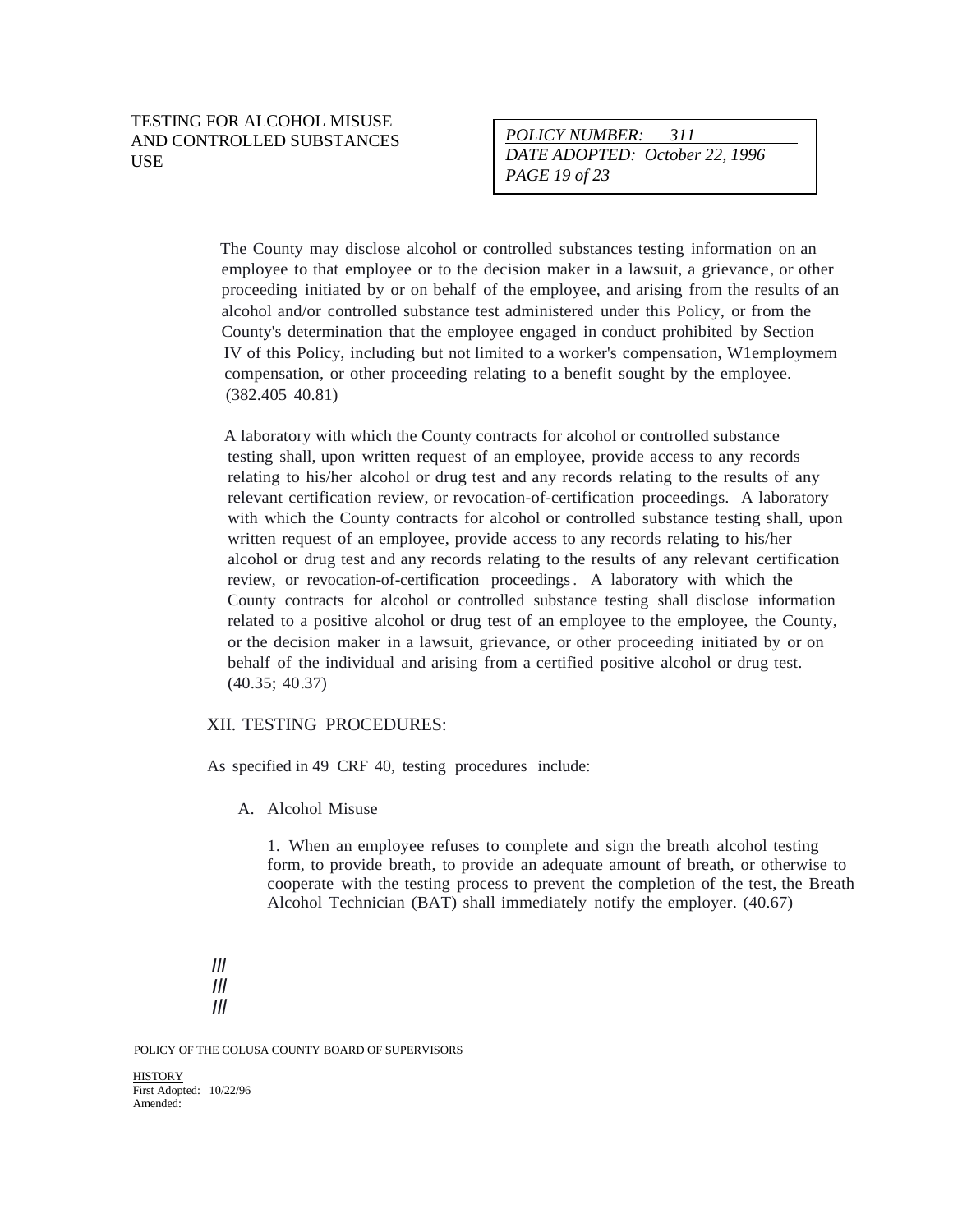The County may disclose alcohol or controlled substances testing information on an employee to that employee or to the decision maker in a lawsuit, a grievance, or other proceeding initiated by or on behalf of the employee, and arising from the results of an alcohol and/or controlled substance test administered under this Policy, or from the County's determination that the employee engaged in conduct prohibited by Section IV of this Policy, including but not limited to a worker's compensation, W1employmem compensation, or other proceeding relating to a benefit sought by the employee. (382.405 40.81)

A laboratory with which the County contracts for alcohol or controlled substance testing shall, upon written request of an employee, provide access to any records relating to his/her alcohol or drug test and any records relating to the results of any relevant certification review, or revocation-of-certification proceedings. A laboratory with which the County contracts for alcohol or controlled substance testing shall, upon written request of an employee, provide access to any records relating to his/her alcohol or drug test and any records relating to the results of any relevant certification review, or revocation-of-certification proceedings. A laboratory with which the County contracts for alcohol or controlled substance testing shall disclose information related to a positive alcohol or drug test of an employee to the employee, the County, or the decision maker in a lawsuit, grievance, or other proceeding initiated by or on behalf of the individual and arising from a certified positive alcohol or drug test. (40.35; 40.37)

## XII. TESTING PROCEDURES:

As specified in 49 CRF 40, testing procedures include:

A. Alcohol Misuse

1. When an employee refuses to complete and sign the breath alcohol testing form, to provide breath, to provide an adequate amount of breath, or otherwise to cooperate with the testing process to prevent the completion of the test, the Breath Alcohol Technician (BAT) shall immediately notify the employer. (40.67)

///
///
///

POLICY OF THE COLUSA COUNTY BOARD OF SUPERVISORS

HISTORY
First Adopted: 10/22/96
Amended: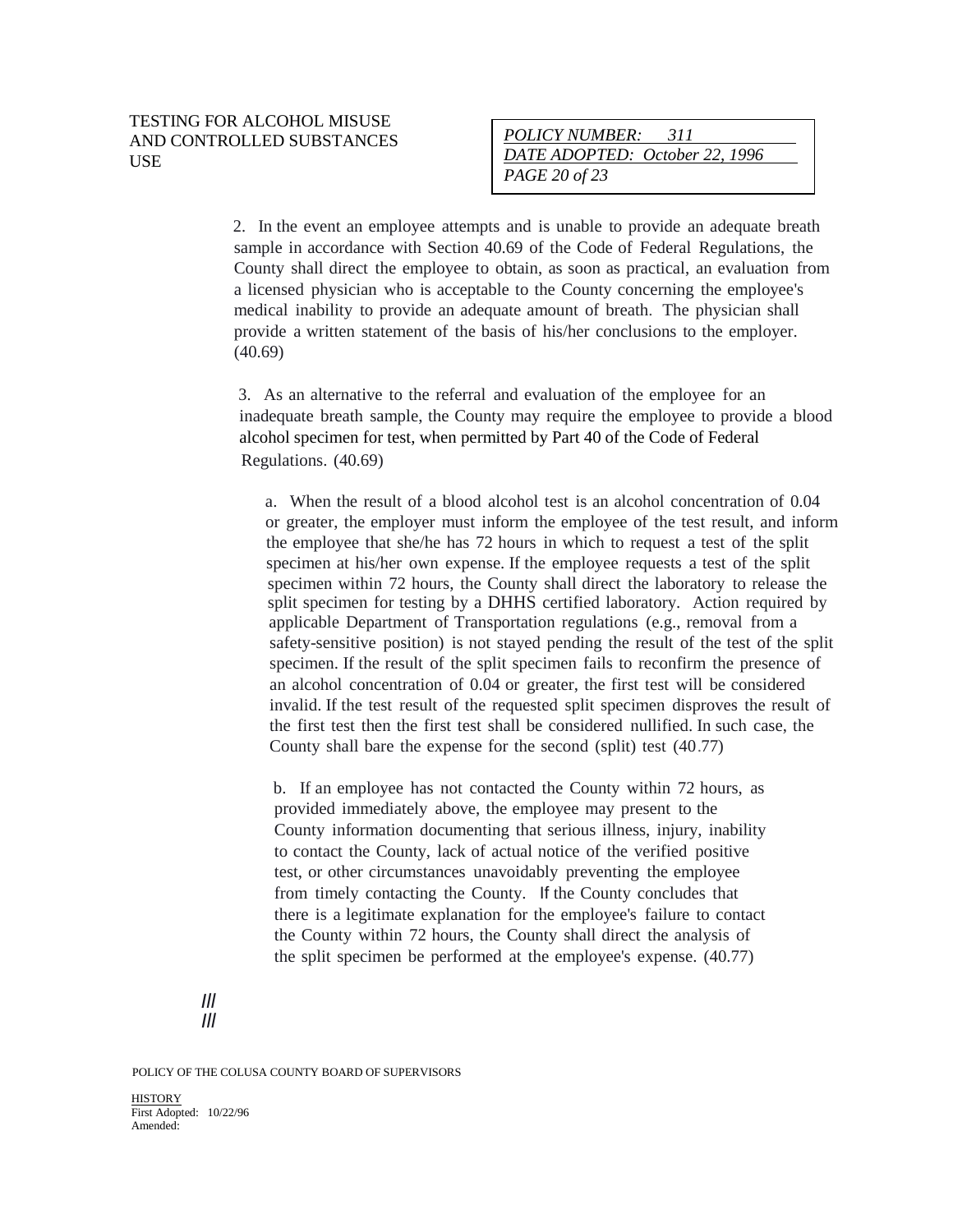2. In the event an employee attempts and is unable to provide an adequate breath sample in accordance with Section 40.69 of the Code of Federal Regulations, the County shall direct the employee to obtain, as soon as practical, an evaluation from a licensed physician who is acceptable to the County concerning the employee's medical inability to provide an adequate amount of breath. The physician shall provide a written statement of the basis of his/her conclusions to the employer. (40.69)

3. As an alternative to the referral and evaluation of the employee for an inadequate breath sample, the County may require the employee to provide a blood alcohol specimen for test, when permitted by Part 40 of the Code of Federal Regulations. (40.69)

a. When the result of a blood alcohol test is an alcohol concentration of 0.04 or greater, the employer must inform the employee of the test result, and inform the employee that she/he has 72 hours in which to request a test of the split specimen at his/her own expense. If the employee requests a test of the split specimen within 72 hours, the County shall direct the laboratory to release the split specimen for testing by a DHHS certified laboratory. Action required by applicable Department of Transportation regulations (e.g., removal from a safety-sensitive position) is not stayed pending the result of the test of the split specimen. If the result of the split specimen fails to reconfirm the presence of an alcohol concentration of 0.04 or greater, the first test will be considered invalid. If the test result of the requested split specimen disproves the result of the first test then the first test shall be considered nullified. In such case, the County shall bare the expense for the second (split) test (40.77)

b. If an employee has not contacted the County within 72 hours, as provided immediately above, the employee may present to the County information documenting that serious illness, injury, inability to contact the County, lack of actual notice of the verified positive test, or other circumstances unavoidably preventing the employee from timely contacting the County. If the County concludes that there is a legitimate explanation for the employee's failure to contact the County within 72 hours, the County shall direct the analysis of the split specimen be performed at the employee's expense. (40.77)

///
///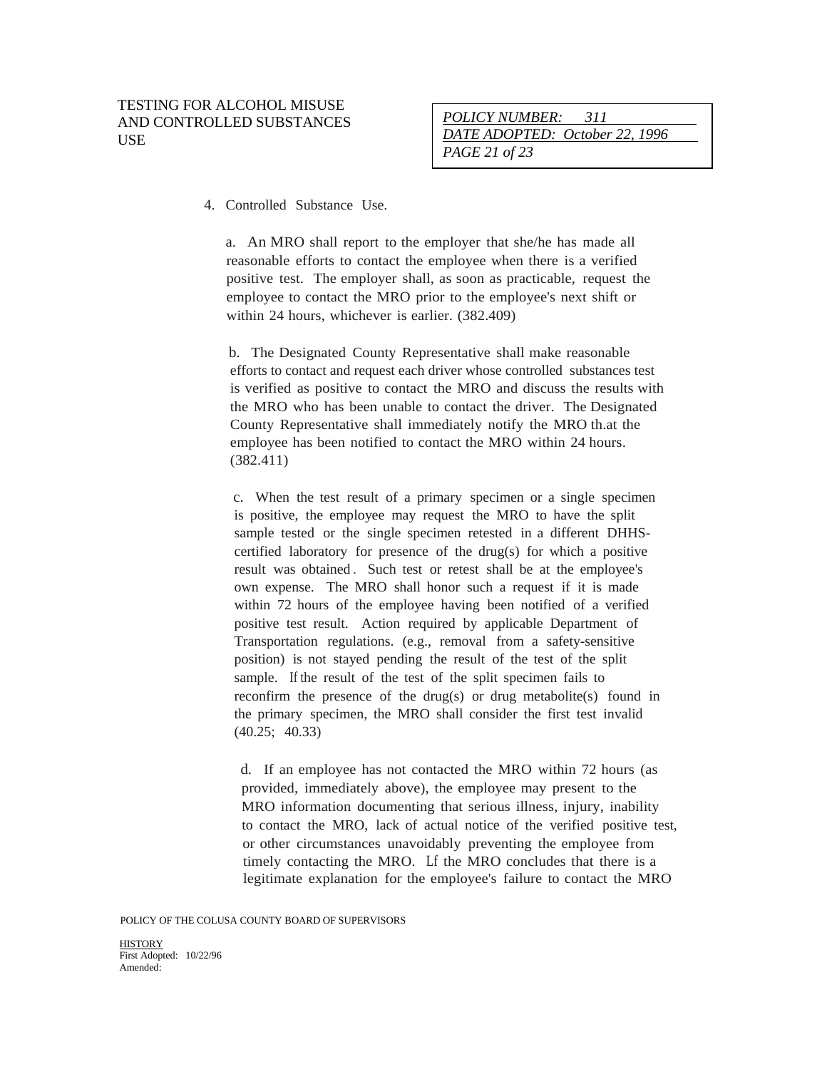4. Controlled Substance Use.

a. An MRO shall report to the employer that she/he has made all reasonable efforts to contact the employee when there is a verified positive test. The employer shall, as soon as practicable, request the employee to contact the MRO prior to the employee's next shift or within 24 hours, whichever is earlier. (382.409)

b. The Designated County Representative shall make reasonable efforts to contact and request each driver whose controlled substances test is verified as positive to contact the MRO and discuss the results with the MRO who has been unable to contact the driver. The Designated County Representative shall immediately notify the MRO th.at the employee has been notified to contact the MRO within 24 hours. (382.411)

c. When the test result of a primary specimen or a single specimen is positive, the employee may request the MRO to have the split sample tested or the single specimen retested in a different DHHS-certified laboratory for presence of the drug(s) for which a positive result was obtained. Such test or retest shall be at the employee's own expense. The MRO shall honor such a request if it is made within 72 hours of the employee having been notified of a verified positive test result. Action required by applicable Department of Transportation regulations. (e.g., removal from a safety-sensitive position) is not stayed pending the result of the test of the split sample. If the result of the test of the split specimen fails to reconfirm the presence of the drug(s) or drug metabolite(s) found in the primary specimen, the MRO shall consider the first test invalid (40.25; 40.33)

d. If an employee has not contacted the MRO within 72 hours (as provided, immediately above), the employee may present to the MRO information documenting that serious illness, injury, inability to contact the MRO, lack of actual notice of the verified positive test, or other circumstances unavoidably preventing the employee from timely contacting the MRO. Lf the MRO concludes that there is a legitimate explanation for the employee's failure to contact the MRO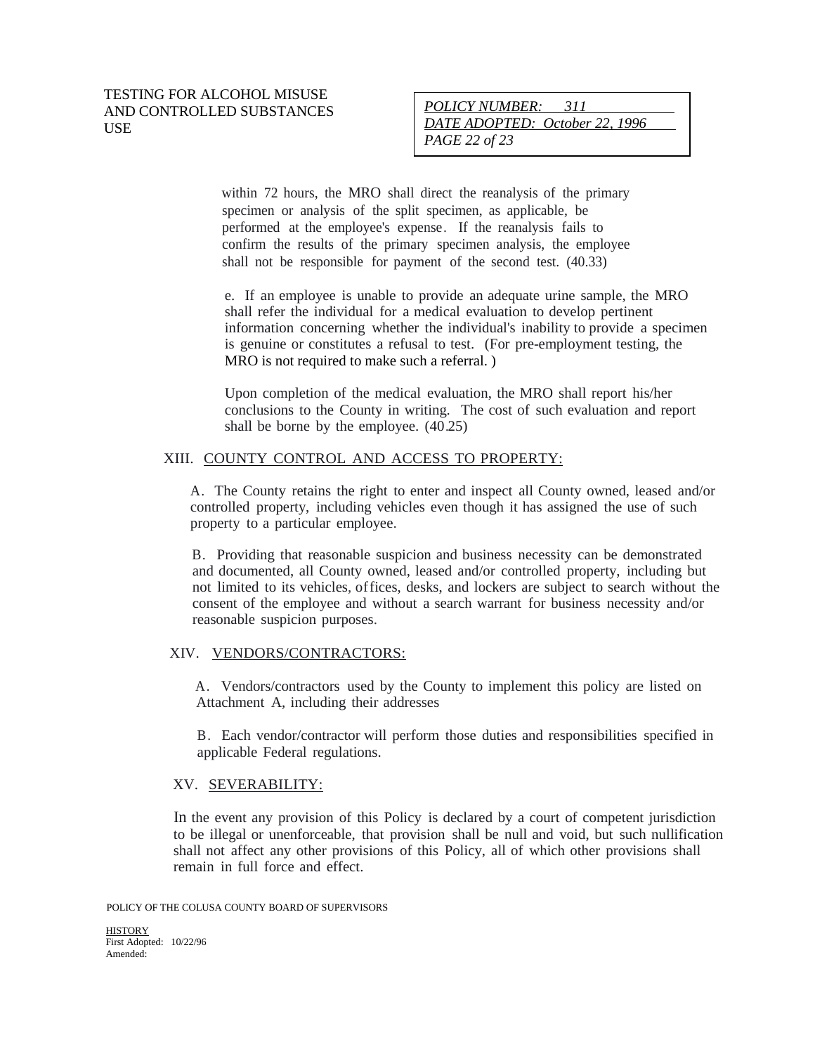within 72 hours, the MRO shall direct the reanalysis of the primary specimen or analysis of the split specimen, as applicable, be performed at the employee's expense. If the reanalysis fails to confirm the results of the primary specimen analysis, the employee shall not be responsible for payment of the second test. (40.33)

e. If an employee is unable to provide an adequate urine sample, the MRO shall refer the individual for a medical evaluation to develop pertinent information concerning whether the individual's inability to provide a specimen is genuine or constitutes a refusal to test. (For pre-employment testing, the MRO is not required to make such a referral. )

Upon completion of the medical evaluation, the MRO shall report his/her conclusions to the County in writing. The cost of such evaluation and report shall be borne by the employee. (40.25)

## XIII. COUNTY CONTROL AND ACCESS TO PROPERTY:

A. The County retains the right to enter and inspect all County owned, leased and/or controlled property, including vehicles even though it has assigned the use of such property to a particular employee.

B. Providing that reasonable suspicion and business necessity can be demonstrated and documented, all County owned, leased and/or controlled property, including but not limited to its vehicles, offices, desks, and lockers are subject to search without the consent of the employee and without a search warrant for business necessity and/or reasonable suspicion purposes.

## XIV. VENDORS/CONTRACTORS:

A. Vendors/contractors used by the County to implement this policy are listed on Attachment A, including their addresses

B. Each vendor/contractor will perform those duties and responsibilities specified in applicable Federal regulations.

## XV. SEVERABILITY:

In the event any provision of this Policy is declared by a court of competent jurisdiction to be illegal or unenforceable, that provision shall be null and void, but such nullification shall not affect any other provisions of this Policy, all of which other provisions shall remain in full force and effect.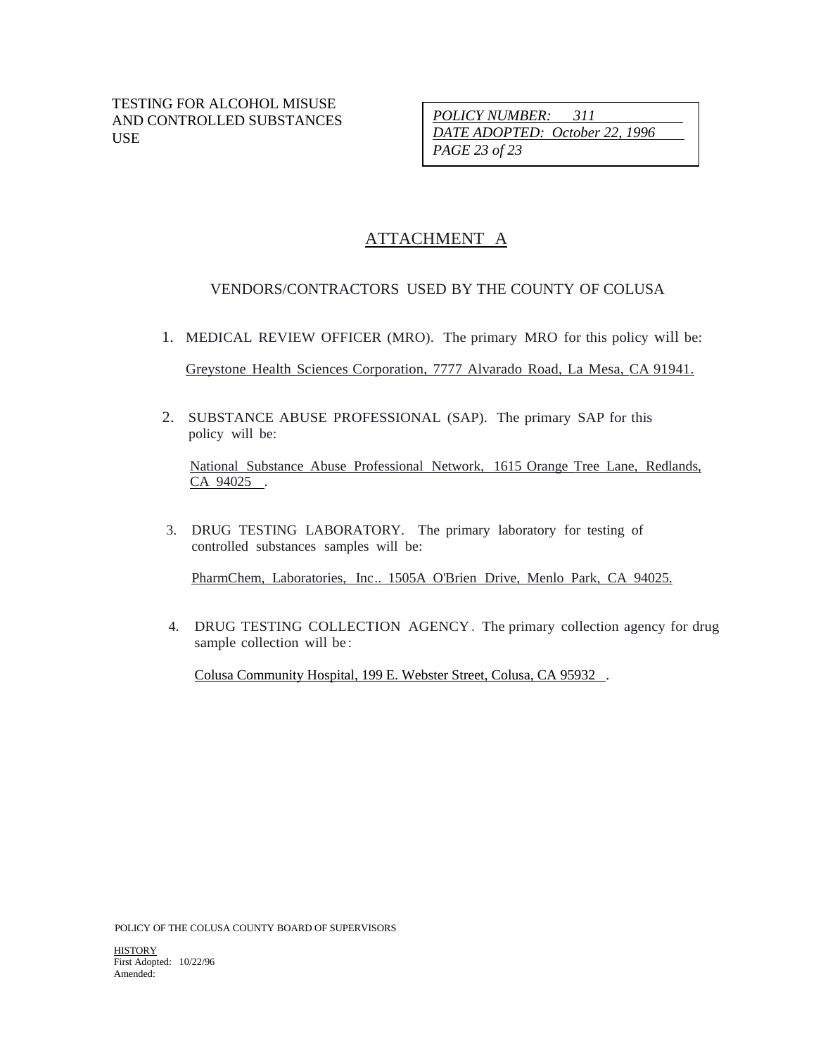# ATTACHMENT A

## VENDORS/CONTRACTORS USED BY THE COUNTY OF COLUSA

1. MEDICAL REVIEW OFFICER (MRO). The primary MRO for this policy will be:

   Greystone Health Sciences Corporation, 7777 Alvarado Road, La Mesa, CA 91941.

2. SUBSTANCE ABUSE PROFESSIONAL (SAP). The primary SAP for this policy will be:

   National Substance Abuse Professional Network, 1615 Orange Tree Lane, Redlands, CA 94025.

3. DRUG TESTING LABORATORY. The primary laboratory for testing of controlled substances samples will be:

   PharmChem, Laboratories, Inc.. 1505A O'Brien Drive, Menlo Park, CA 94025.

4. DRUG TESTING COLLECTION AGENCY. The primary collection agency for drug sample collection will be:

   Colusa Community Hospital, 199 E. Webster Street, Colusa, CA 95932.

POLICY OF THE COLUSA COUNTY BOARD OF SUPERVISORS

HISTORY
First Adopted: 10/22/96
Amended: